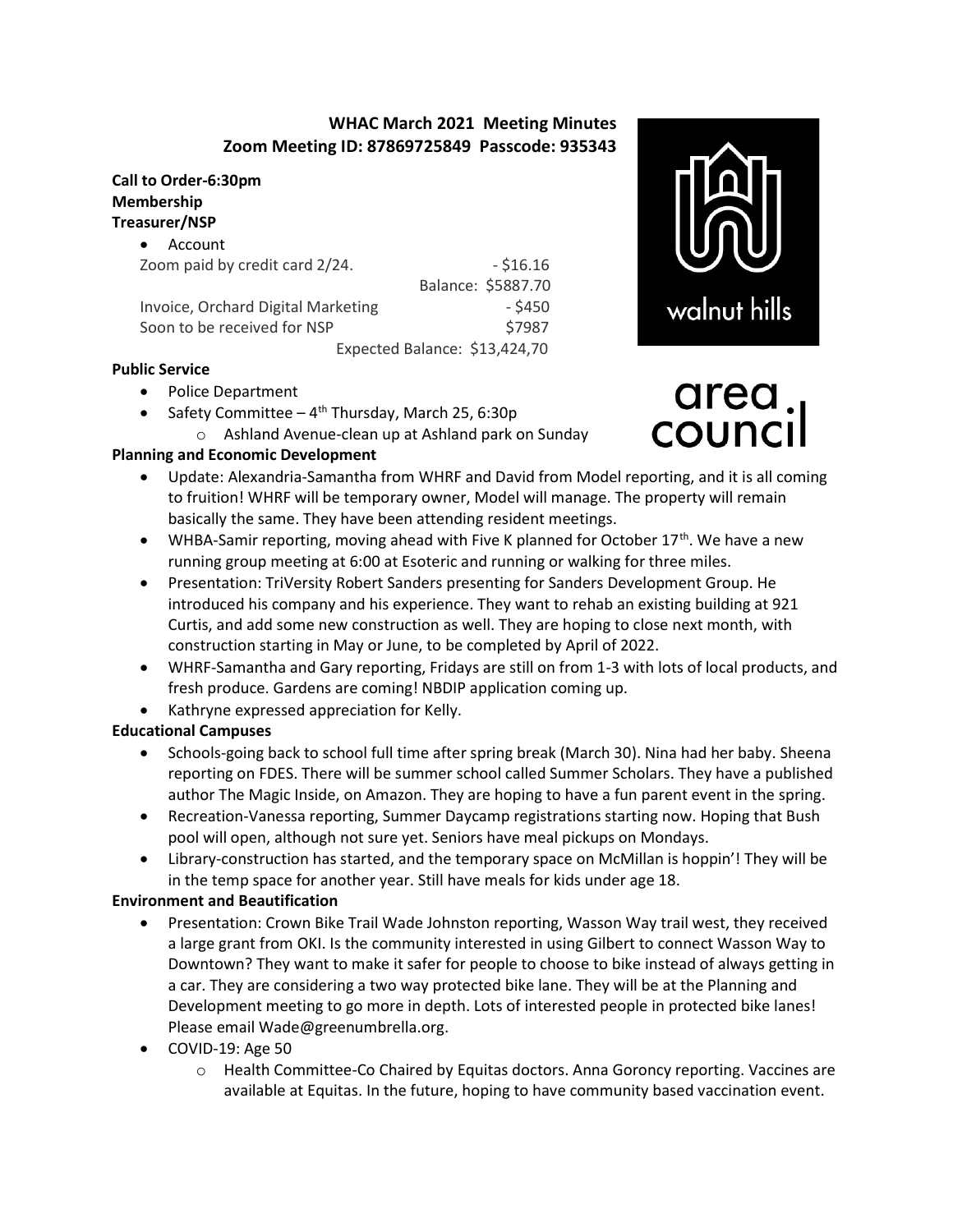# WHAC March 2021 Meeting Minutes
## Zoom Meeting ID: 87869725849 Passcode: 935343

walnut hills

area council

**Call to Order-6:30pm**
**Membership**
**Treasurer/NSP**

- Account

| | |
|---|---|
| Zoom paid by credit card 2/24. | - $16.16 |
| | Balance: $5887.70 |
| Invoice, Orchard Digital Marketing | - $450 |
| Soon to be received for NSP | $7987 |
| | Expected Balance: $13,424,70 |

**Public Service**

- Police Department
- Safety Committee – 4th Thursday, March 25, 6:30p
  - Ashland Avenue-clean up at Ashland park on Sunday

**Planning and Economic Development**

- Update: Alexandria-Samantha from WHRF and David from Model reporting, and it is all coming to fruition! WHRF will be temporary owner, Model will manage. The property will remain basically the same. They have been attending resident meetings.
- WHBA-Samir reporting, moving ahead with Five K planned for October 17th. We have a new running group meeting at 6:00 at Esoteric and running or walking for three miles.
- Presentation: TriVersity Robert Sanders presenting for Sanders Development Group. He introduced his company and his experience. They want to rehab an existing building at 921 Curtis, and add some new construction as well. They are hoping to close next month, with construction starting in May or June, to be completed by April of 2022.
- WHRF-Samantha and Gary reporting, Fridays are still on from 1-3 with lots of local products, and fresh produce. Gardens are coming! NBDIP application coming up.
- Kathryne expressed appreciation for Kelly.

**Educational Campuses**

- Schools-going back to school full time after spring break (March 30). Nina had her baby. Sheena reporting on FDES. There will be summer school called Summer Scholars. They have a published author The Magic Inside, on Amazon. They are hoping to have a fun parent event in the spring.
- Recreation-Vanessa reporting, Summer Daycamp registrations starting now. Hoping that Bush pool will open, although not sure yet. Seniors have meal pickups on Mondays.
- Library-construction has started, and the temporary space on McMillan is hoppin'! They will be in the temp space for another year. Still have meals for kids under age 18.

**Environment and Beautification**

- Presentation: Crown Bike Trail Wade Johnston reporting, Wasson Way trail west, they received a large grant from OKI. Is the community interested in using Gilbert to connect Wasson Way to Downtown? They want to make it safer for people to choose to bike instead of always getting in a car. They are considering a two way protected bike lane. They will be at the Planning and Development meeting to go more in depth. Lots of interested people in protected bike lanes! Please email Wade@greenumbrella.org.
- COVID-19: Age 50
  - Health Committee-Co Chaired by Equitas doctors. Anna Goroncy reporting. Vaccines are available at Equitas. In the future, hoping to have community based vaccination event.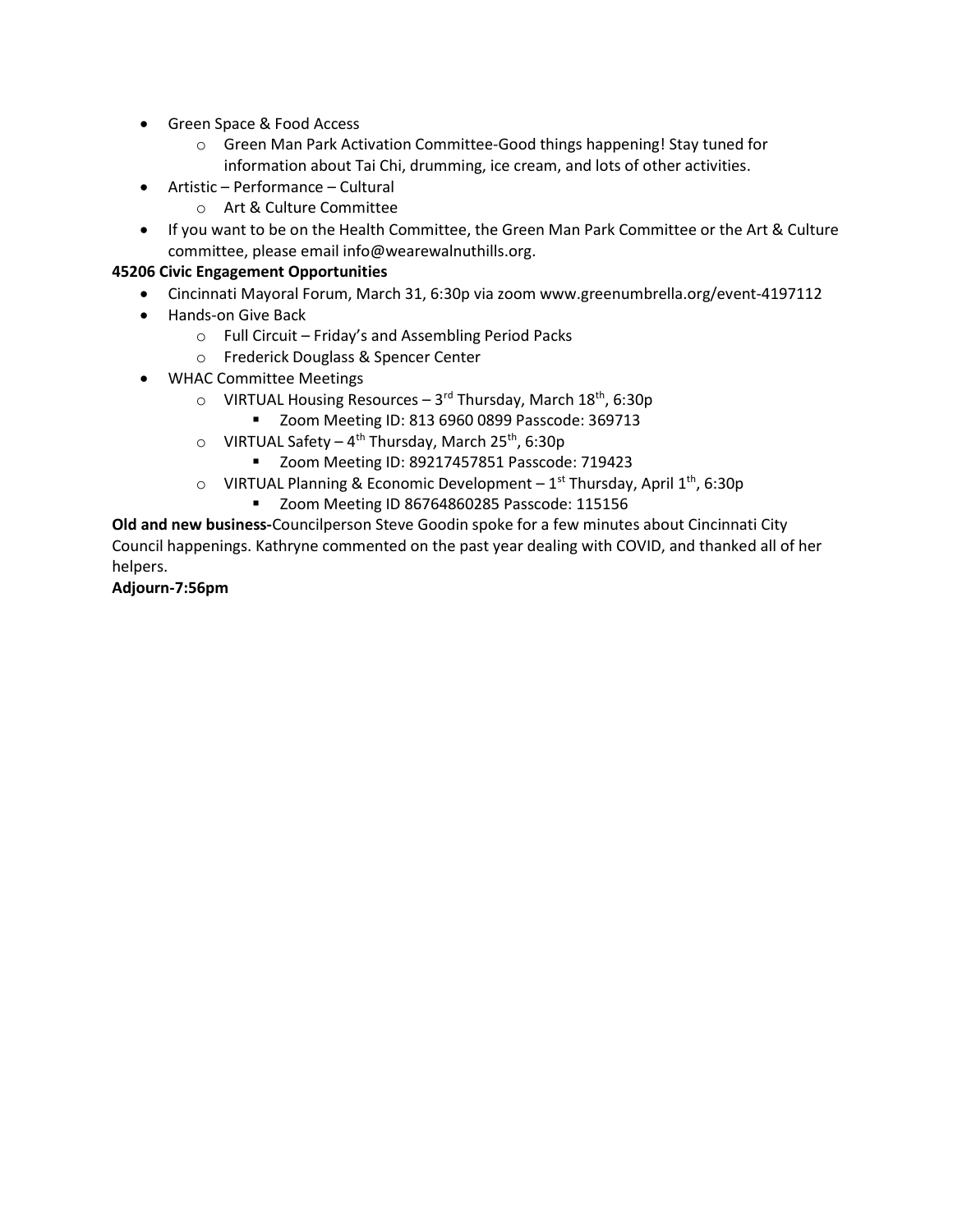- Green Space & Food Access
  - Green Man Park Activation Committee-Good things happening! Stay tuned for information about Tai Chi, drumming, ice cream, and lots of other activities.
- Artistic – Performance – Cultural
  - Art & Culture Committee
- If you want to be on the Health Committee, the Green Man Park Committee or the Art & Culture committee, please email info@wearewalnuthills.org.

**45206 Civic Engagement Opportunities**

- Cincinnati Mayoral Forum, March 31, 6:30p via zoom www.greenumbrella.org/event-4197112
- Hands-on Give Back
  - Full Circuit – Friday's and Assembling Period Packs
  - Frederick Douglass & Spencer Center
- WHAC Committee Meetings
  - VIRTUAL Housing Resources – 3rd Thursday, March 18th, 6:30p
    - Zoom Meeting ID: 813 6960 0899 Passcode: 369713
  - VIRTUAL Safety – 4th Thursday, March 25th, 6:30p
    - Zoom Meeting ID: 89217457851 Passcode: 719423
  - VIRTUAL Planning & Economic Development – 1st Thursday, April 1st, 6:30p
    - Zoom Meeting ID 86764860285 Passcode: 115156

**Old and new business-**Councilperson Steve Goodin spoke for a few minutes about Cincinnati City Council happenings. Kathryne commented on the past year dealing with COVID, and thanked all of her helpers.

**Adjourn-7:56pm**